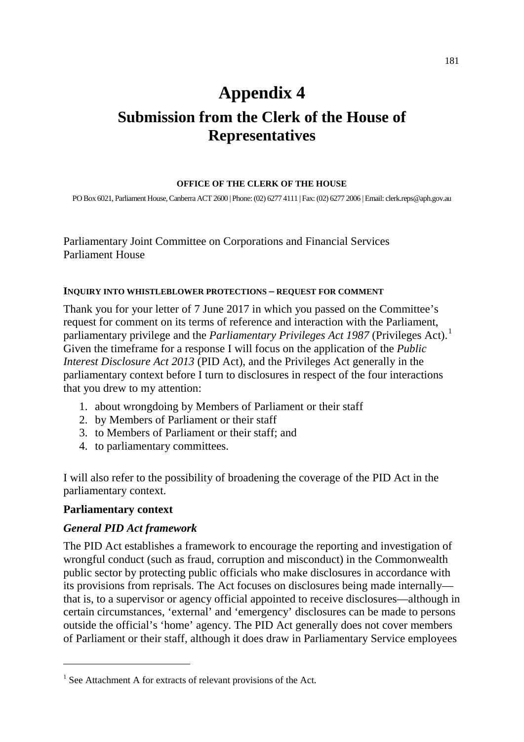# Appendix 4

## Submission from the Clerk of the House of Representatives

**OFFICE OF THE CLERK OF THE HOUSE**

PO Box 6021, Parliament House, Canberra ACT 2600 | Phone: (02) 6277 4111 | Fax: (02) 6277 2006 | Email: clerk.reps@aph.gov.au

Parliamentary Joint Committee on Corporations and Financial Services
Parliament House

**INQUIRY INTO WHISTLEBLOWER PROTECTIONS – REQUEST FOR COMMENT**

Thank you for your letter of 7 June 2017 in which you passed on the Committee's request for comment on its terms of reference and interaction with the Parliament, parliamentary privilege and the *Parliamentary Privileges Act 1987* (Privileges Act).[1] Given the timeframe for a response I will focus on the application of the *Public Interest Disclosure Act 2013* (PID Act), and the Privileges Act generally in the parliamentary context before I turn to disclosures in respect of the four interactions that you drew to my attention:

1. about wrongdoing by Members of Parliament or their staff
2. by Members of Parliament or their staff
3. to Members of Parliament or their staff; and
4. to parliamentary committees.

I will also refer to the possibility of broadening the coverage of the PID Act in the parliamentary context.

**Parliamentary context**

***General PID Act framework***

The PID Act establishes a framework to encourage the reporting and investigation of wrongful conduct (such as fraud, corruption and misconduct) in the Commonwealth public sector by protecting public officials who make disclosures in accordance with its provisions from reprisals. The Act focuses on disclosures being made internally—that is, to a supervisor or agency official appointed to receive disclosures—although in certain circumstances, 'external' and 'emergency' disclosures can be made to persons outside the official's 'home' agency. The PID Act generally does not cover members of Parliament or their staff, although it does draw in Parliamentary Service employees

[1] See Attachment A for extracts of relevant provisions of the Act.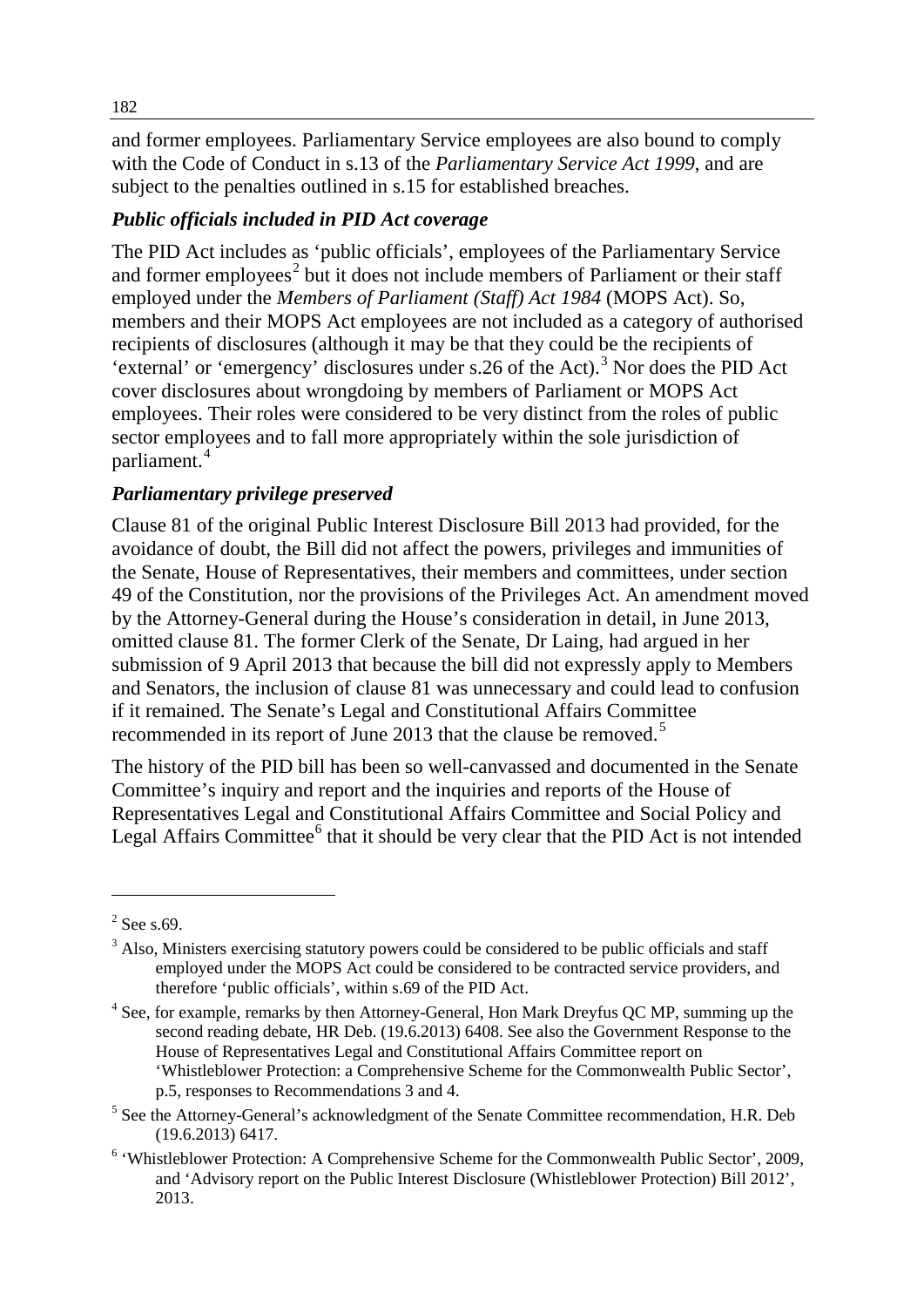and former employees. Parliamentary Service employees are also bound to comply with the Code of Conduct in s.13 of the *Parliamentary Service Act 1999*, and are subject to the penalties outlined in s.15 for established breaches.

### *Public officials included in PID Act coverage*

The PID Act includes as 'public officials', employees of the Parliamentary Service and former employees[2] but it does not include members of Parliament or their staff employed under the *Members of Parliament (Staff) Act 1984* (MOPS Act). So, members and their MOPS Act employees are not included as a category of authorised recipients of disclosures (although it may be that they could be the recipients of 'external' or 'emergency' disclosures under s.26 of the Act).[3] Nor does the PID Act cover disclosures about wrongdoing by members of Parliament or MOPS Act employees. Their roles were considered to be very distinct from the roles of public sector employees and to fall more appropriately within the sole jurisdiction of parliament.[4]

### *Parliamentary privilege preserved*

Clause 81 of the original Public Interest Disclosure Bill 2013 had provided, for the avoidance of doubt, the Bill did not affect the powers, privileges and immunities of the Senate, House of Representatives, their members and committees, under section 49 of the Constitution, nor the provisions of the Privileges Act. An amendment moved by the Attorney-General during the House's consideration in detail, in June 2013, omitted clause 81. The former Clerk of the Senate, Dr Laing, had argued in her submission of 9 April 2013 that because the bill did not expressly apply to Members and Senators, the inclusion of clause 81 was unnecessary and could lead to confusion if it remained. The Senate's Legal and Constitutional Affairs Committee recommended in its report of June 2013 that the clause be removed.[5]

The history of the PID bill has been so well-canvassed and documented in the Senate Committee's inquiry and report and the inquiries and reports of the House of Representatives Legal and Constitutional Affairs Committee and Social Policy and Legal Affairs Committee[6] that it should be very clear that the PID Act is not intended

---

[2] See s.69.

[3] Also, Ministers exercising statutory powers could be considered to be public officials and staff employed under the MOPS Act could be considered to be contracted service providers, and therefore 'public officials', within s.69 of the PID Act.

[4] See, for example, remarks by then Attorney-General, Hon Mark Dreyfus QC MP, summing up the second reading debate, HR Deb. (19.6.2013) 6408. See also the Government Response to the House of Representatives Legal and Constitutional Affairs Committee report on 'Whistleblower Protection: a Comprehensive Scheme for the Commonwealth Public Sector', p.5, responses to Recommendations 3 and 4.

[5] See the Attorney-General's acknowledgment of the Senate Committee recommendation, H.R. Deb (19.6.2013) 6417.

[6] 'Whistleblower Protection: A Comprehensive Scheme for the Commonwealth Public Sector', 2009, and 'Advisory report on the Public Interest Disclosure (Whistleblower Protection) Bill 2012', 2013.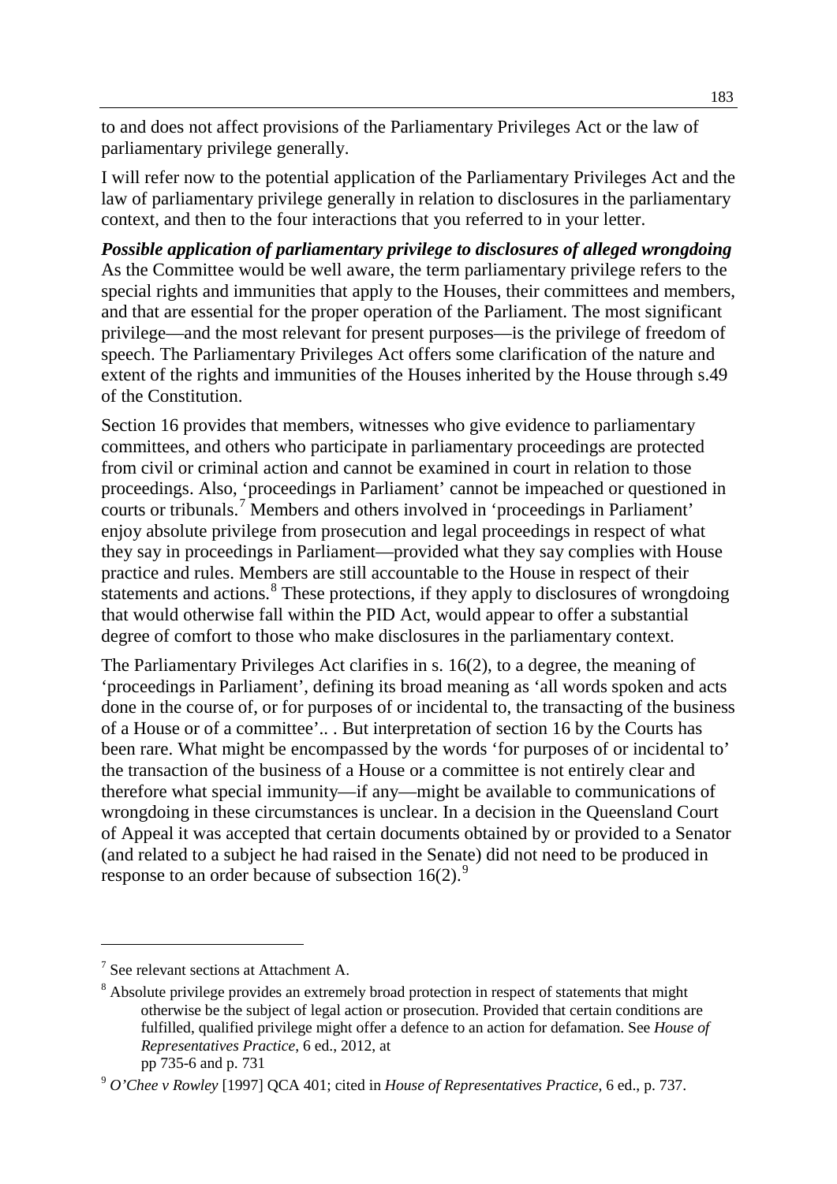to and does not affect provisions of the Parliamentary Privileges Act or the law of parliamentary privilege generally.

I will refer now to the potential application of the Parliamentary Privileges Act and the law of parliamentary privilege generally in relation to disclosures in the parliamentary context, and then to the four interactions that you referred to in your letter.

***Possible application of parliamentary privilege to disclosures of alleged wrongdoing***
As the Committee would be well aware, the term parliamentary privilege refers to the special rights and immunities that apply to the Houses, their committees and members, and that are essential for the proper operation of the Parliament. The most significant privilege—and the most relevant for present purposes—is the privilege of freedom of speech. The Parliamentary Privileges Act offers some clarification of the nature and extent of the rights and immunities of the Houses inherited by the House through s.49 of the Constitution.

Section 16 provides that members, witnesses who give evidence to parliamentary committees, and others who participate in parliamentary proceedings are protected from civil or criminal action and cannot be examined in court in relation to those proceedings. Also, 'proceedings in Parliament' cannot be impeached or questioned in courts or tribunals.[7] Members and others involved in 'proceedings in Parliament' enjoy absolute privilege from prosecution and legal proceedings in respect of what they say in proceedings in Parliament—provided what they say complies with House practice and rules. Members are still accountable to the House in respect of their statements and actions.[8] These protections, if they apply to disclosures of wrongdoing that would otherwise fall within the PID Act, would appear to offer a substantial degree of comfort to those who make disclosures in the parliamentary context.

The Parliamentary Privileges Act clarifies in s. 16(2), to a degree, the meaning of 'proceedings in Parliament', defining its broad meaning as 'all words spoken and acts done in the course of, or for purposes of or incidental to, the transacting of the business of a House or of a committee'.. . But interpretation of section 16 by the Courts has been rare. What might be encompassed by the words 'for purposes of or incidental to' the transaction of the business of a House or a committee is not entirely clear and therefore what special immunity—if any—might be available to communications of wrongdoing in these circumstances is unclear. In a decision in the Queensland Court of Appeal it was accepted that certain documents obtained by or provided to a Senator (and related to a subject he had raised in the Senate) did not need to be produced in response to an order because of subsection 16(2).[9]

---

[7] See relevant sections at Attachment A.

[8] Absolute privilege provides an extremely broad protection in respect of statements that might otherwise be the subject of legal action or prosecution. Provided that certain conditions are fulfilled, qualified privilege might offer a defence to an action for defamation. See *House of Representatives Practice*, 6 ed., 2012, at pp 735-6 and p. 731

[9] *O'Chee v Rowley* [1997] QCA 401; cited in *House of Representatives Practice*, 6 ed., p. 737.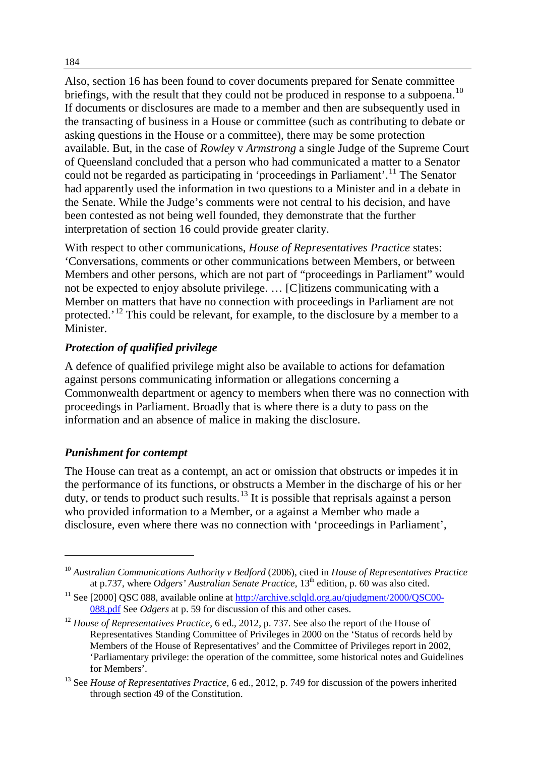Also, section 16 has been found to cover documents prepared for Senate committee briefings, with the result that they could not be produced in response to a subpoena.[10] If documents or disclosures are made to a member and then are subsequently used in the transacting of business in a House or committee (such as contributing to debate or asking questions in the House or a committee), there may be some protection available. But, in the case of *Rowley* v *Armstrong* a single Judge of the Supreme Court of Queensland concluded that a person who had communicated a matter to a Senator could not be regarded as participating in 'proceedings in Parliament'.[11] The Senator had apparently used the information in two questions to a Minister and in a debate in the Senate. While the Judge's comments were not central to his decision, and have been contested as not being well founded, they demonstrate that the further interpretation of section 16 could provide greater clarity.

With respect to other communications, *House of Representatives Practice* states: 'Conversations, comments or other communications between Members, or between Members and other persons, which are not part of "proceedings in Parliament" would not be expected to enjoy absolute privilege. … [C]itizens communicating with a Member on matters that have no connection with proceedings in Parliament are not protected.'[12] This could be relevant, for example, to the disclosure by a member to a Minister.

### *Protection of qualified privilege*

A defence of qualified privilege might also be available to actions for defamation against persons communicating information or allegations concerning a Commonwealth department or agency to members when there was no connection with proceedings in Parliament. Broadly that is where there is a duty to pass on the information and an absence of malice in making the disclosure.

### *Punishment for contempt*

The House can treat as a contempt, an act or omission that obstructs or impedes it in the performance of its functions, or obstructs a Member in the discharge of his or her duty, or tends to product such results.[13] It is possible that reprisals against a person who provided information to a Member, or a against a Member who made a disclosure, even where there was no connection with 'proceedings in Parliament',

---

[10] *Australian Communications Authority v Bedford* (2006), cited in *House of Representatives Practice* at p.737, where *Odgers' Australian Senate Practice*, 13th edition, p. 60 was also cited.

[11] See [2000] QSC 088, available online at http://archive.sclqld.org.au/qjudgment/2000/QSC00-088.pdf See *Odgers* at p. 59 for discussion of this and other cases.

[12] *House of Representatives Practice*, 6 ed., 2012, p. 737. See also the report of the House of Representatives Standing Committee of Privileges in 2000 on the 'Status of records held by Members of the House of Representatives' and the Committee of Privileges report in 2002, 'Parliamentary privilege: the operation of the committee, some historical notes and Guidelines for Members'.

[13] See *House of Representatives Practice*, 6 ed., 2012, p. 749 for discussion of the powers inherited through section 49 of the Constitution.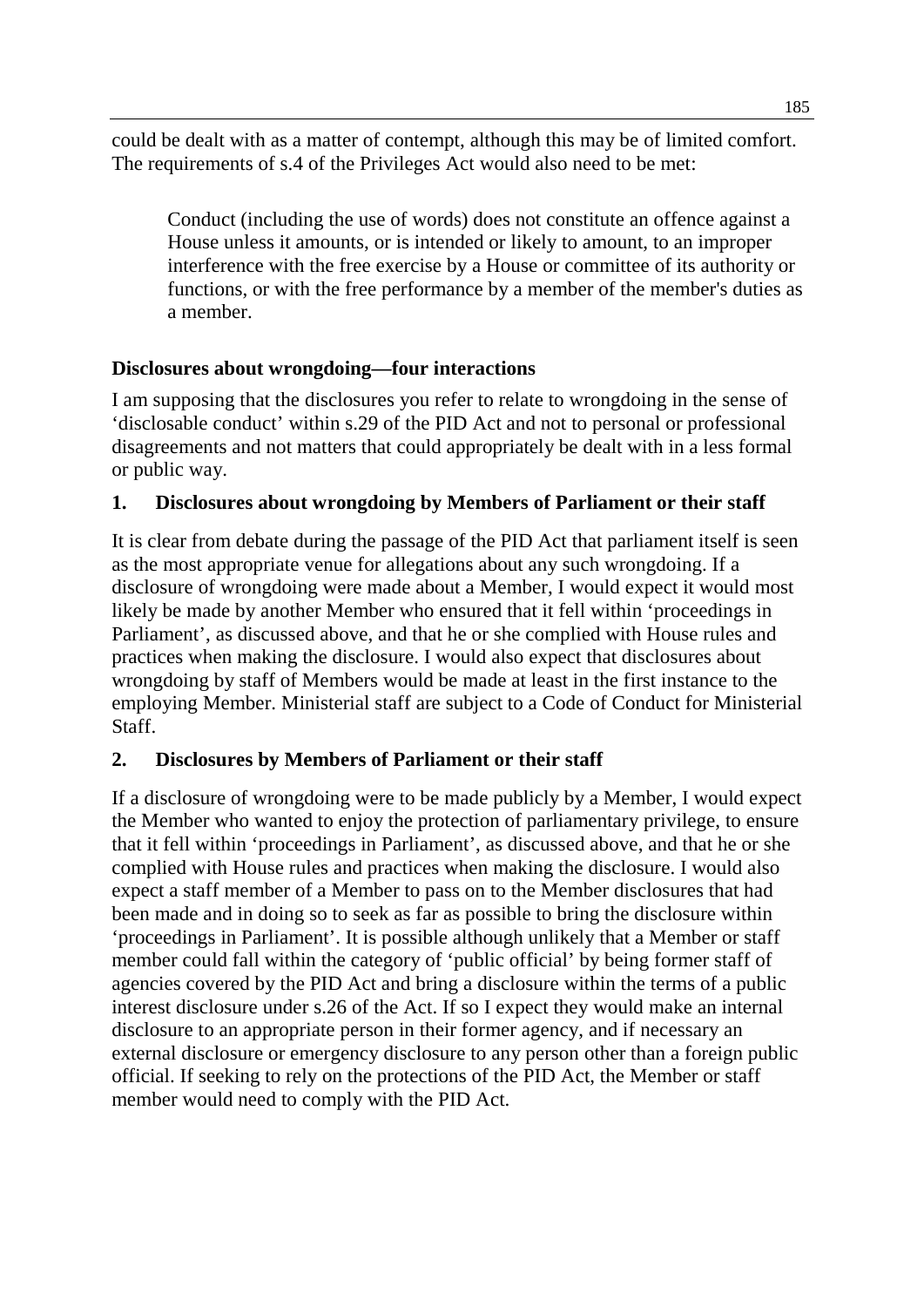could be dealt with as a matter of contempt, although this may be of limited comfort. The requirements of s.4 of the Privileges Act would also need to be met:

> Conduct (including the use of words) does not constitute an offence against a House unless it amounts, or is intended or likely to amount, to an improper interference with the free exercise by a House or committee of its authority or functions, or with the free performance by a member of the member's duties as a member.

**Disclosures about wrongdoing—four interactions**

I am supposing that the disclosures you refer to relate to wrongdoing in the sense of 'disclosable conduct' within s.29 of the PID Act and not to personal or professional disagreements and not matters that could appropriately be dealt with in a less formal or public way.

**1. Disclosures about wrongdoing by Members of Parliament or their staff**

It is clear from debate during the passage of the PID Act that parliament itself is seen as the most appropriate venue for allegations about any such wrongdoing. If a disclosure of wrongdoing were made about a Member, I would expect it would most likely be made by another Member who ensured that it fell within 'proceedings in Parliament', as discussed above, and that he or she complied with House rules and practices when making the disclosure. I would also expect that disclosures about wrongdoing by staff of Members would be made at least in the first instance to the employing Member. Ministerial staff are subject to a Code of Conduct for Ministerial Staff.

**2. Disclosures by Members of Parliament or their staff**

If a disclosure of wrongdoing were to be made publicly by a Member, I would expect the Member who wanted to enjoy the protection of parliamentary privilege, to ensure that it fell within 'proceedings in Parliament', as discussed above, and that he or she complied with House rules and practices when making the disclosure. I would also expect a staff member of a Member to pass on to the Member disclosures that had been made and in doing so to seek as far as possible to bring the disclosure within 'proceedings in Parliament'. It is possible although unlikely that a Member or staff member could fall within the category of 'public official' by being former staff of agencies covered by the PID Act and bring a disclosure within the terms of a public interest disclosure under s.26 of the Act. If so I expect they would make an internal disclosure to an appropriate person in their former agency, and if necessary an external disclosure or emergency disclosure to any person other than a foreign public official. If seeking to rely on the protections of the PID Act, the Member or staff member would need to comply with the PID Act.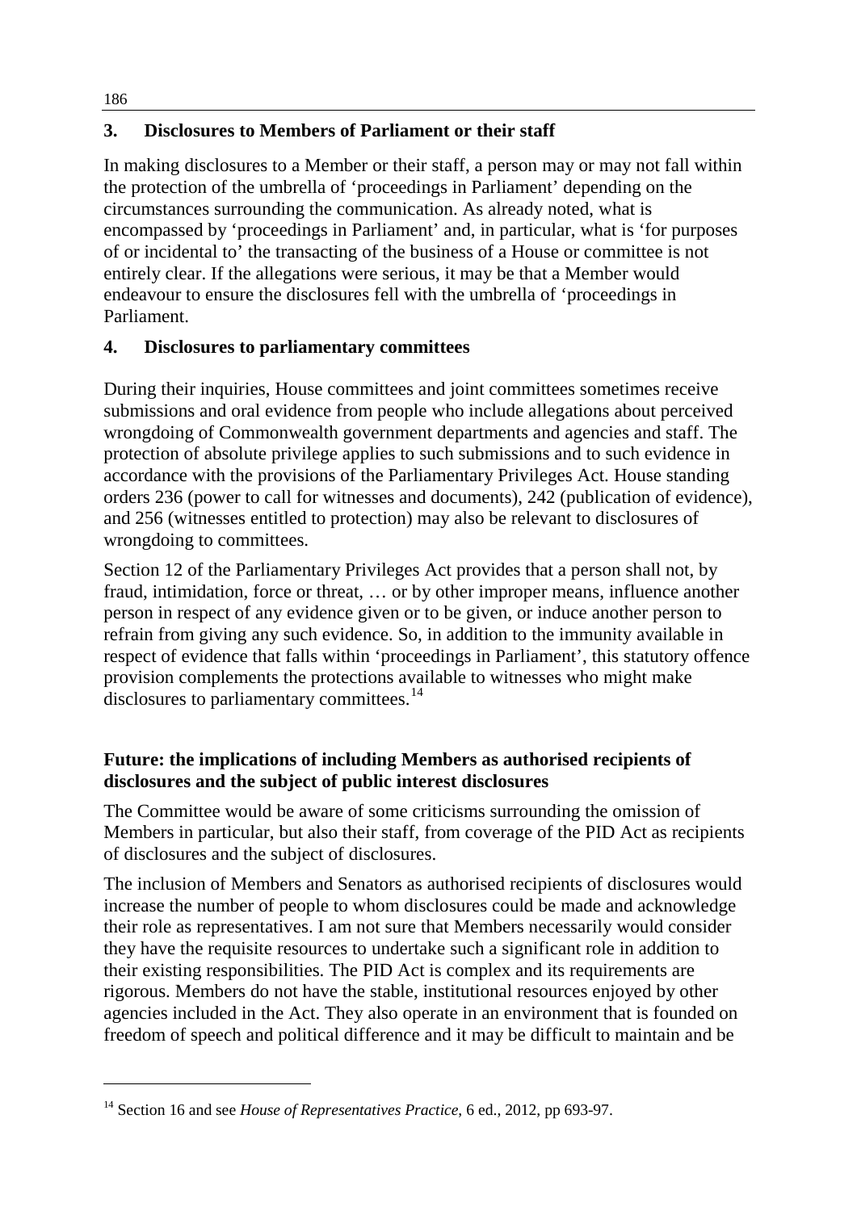## 3. Disclosures to Members of Parliament or their staff

In making disclosures to a Member or their staff, a person may or may not fall within the protection of the umbrella of 'proceedings in Parliament' depending on the circumstances surrounding the communication. As already noted, what is encompassed by 'proceedings in Parliament' and, in particular, what is 'for purposes of or incidental to' the transacting of the business of a House or committee is not entirely clear. If the allegations were serious, it may be that a Member would endeavour to ensure the disclosures fell with the umbrella of 'proceedings in Parliament.

## 4. Disclosures to parliamentary committees

During their inquiries, House committees and joint committees sometimes receive submissions and oral evidence from people who include allegations about perceived wrongdoing of Commonwealth government departments and agencies and staff. The protection of absolute privilege applies to such submissions and to such evidence in accordance with the provisions of the Parliamentary Privileges Act. House standing orders 236 (power to call for witnesses and documents), 242 (publication of evidence), and 256 (witnesses entitled to protection) may also be relevant to disclosures of wrongdoing to committees.

Section 12 of the Parliamentary Privileges Act provides that a person shall not, by fraud, intimidation, force or threat, … or by other improper means, influence another person in respect of any evidence given or to be given, or induce another person to refrain from giving any such evidence. So, in addition to the immunity available in respect of evidence that falls within 'proceedings in Parliament', this statutory offence provision complements the protections available to witnesses who might make disclosures to parliamentary committees.[14]

### Future: the implications of including Members as authorised recipients of disclosures and the subject of public interest disclosures

The Committee would be aware of some criticisms surrounding the omission of Members in particular, but also their staff, from coverage of the PID Act as recipients of disclosures and the subject of disclosures.

The inclusion of Members and Senators as authorised recipients of disclosures would increase the number of people to whom disclosures could be made and acknowledge their role as representatives. I am not sure that Members necessarily would consider they have the requisite resources to undertake such a significant role in addition to their existing responsibilities. The PID Act is complex and its requirements are rigorous. Members do not have the stable, institutional resources enjoyed by other agencies included in the Act. They also operate in an environment that is founded on freedom of speech and political difference and it may be difficult to maintain and be

[14] Section 16 and see *House of Representatives Practice*, 6 ed., 2012, pp 693-97.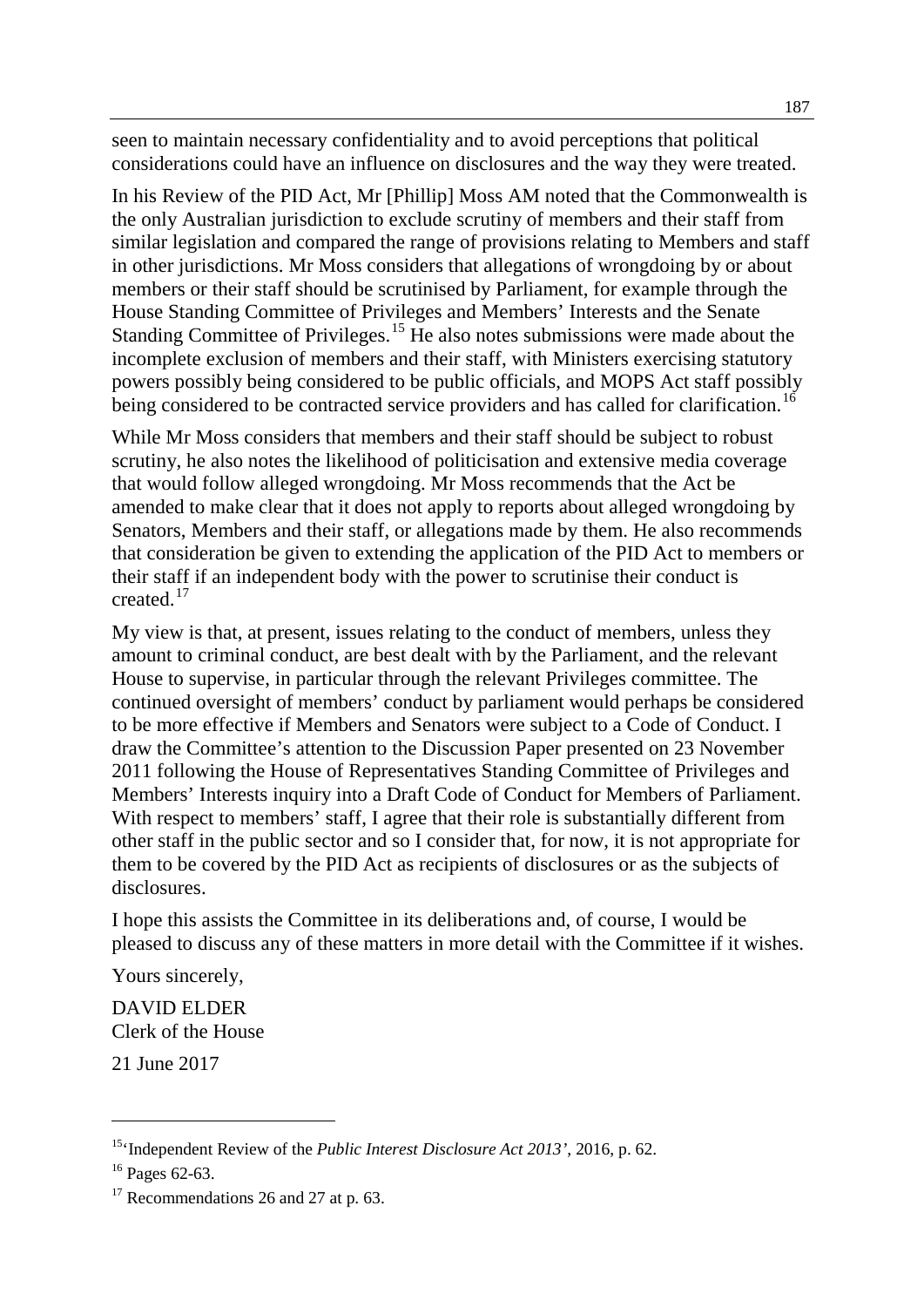seen to maintain necessary confidentiality and to avoid perceptions that political considerations could have an influence on disclosures and the way they were treated.

In his Review of the PID Act, Mr [Phillip] Moss AM noted that the Commonwealth is the only Australian jurisdiction to exclude scrutiny of members and their staff from similar legislation and compared the range of provisions relating to Members and staff in other jurisdictions. Mr Moss considers that allegations of wrongdoing by or about members or their staff should be scrutinised by Parliament, for example through the House Standing Committee of Privileges and Members' Interests and the Senate Standing Committee of Privileges.[15] He also notes submissions were made about the incomplete exclusion of members and their staff, with Ministers exercising statutory powers possibly being considered to be public officials, and MOPS Act staff possibly being considered to be contracted service providers and has called for clarification.[16]

While Mr Moss considers that members and their staff should be subject to robust scrutiny, he also notes the likelihood of politicisation and extensive media coverage that would follow alleged wrongdoing. Mr Moss recommends that the Act be amended to make clear that it does not apply to reports about alleged wrongdoing by Senators, Members and their staff, or allegations made by them. He also recommends that consideration be given to extending the application of the PID Act to members or their staff if an independent body with the power to scrutinise their conduct is created.[17]

My view is that, at present, issues relating to the conduct of members, unless they amount to criminal conduct, are best dealt with by the Parliament, and the relevant House to supervise, in particular through the relevant Privileges committee. The continued oversight of members' conduct by parliament would perhaps be considered to be more effective if Members and Senators were subject to a Code of Conduct. I draw the Committee's attention to the Discussion Paper presented on 23 November 2011 following the House of Representatives Standing Committee of Privileges and Members' Interests inquiry into a Draft Code of Conduct for Members of Parliament. With respect to members' staff, I agree that their role is substantially different from other staff in the public sector and so I consider that, for now, it is not appropriate for them to be covered by the PID Act as recipients of disclosures or as the subjects of disclosures.

I hope this assists the Committee in its deliberations and, of course, I would be pleased to discuss any of these matters in more detail with the Committee if it wishes.

Yours sincerely,

DAVID ELDER
Clerk of the House

21 June 2017

---

[15] 'Independent Review of the *Public Interest Disclosure Act 2013'*, 2016, p. 62.

[16] Pages 62-63.

[17] Recommendations 26 and 27 at p. 63.